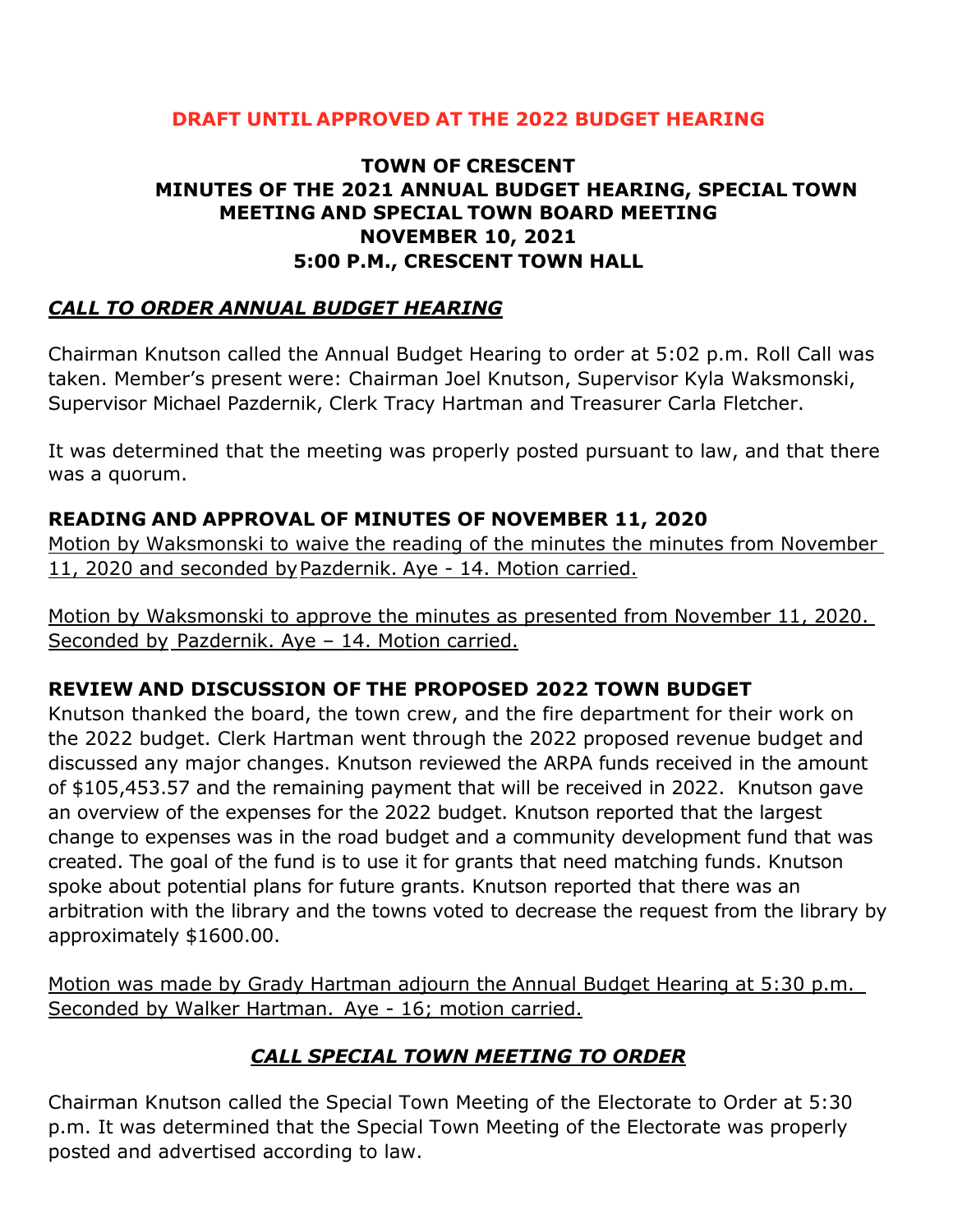**DRAFT UNTIL APPROVED AT THE 2022 BUDGET HEARING**

# TOWN OF CRESCENT
## MINUTES OF THE 2021 ANNUAL BUDGET HEARING, SPECIAL TOWN MEETING AND SPECIAL TOWN BOARD MEETING
## NOVEMBER 10, 2021
## 5:00 P.M., CRESCENT TOWN HALL

### *CALL TO ORDER ANNUAL BUDGET HEARING*

Chairman Knutson called the Annual Budget Hearing to order at 5:02 p.m. Roll Call was taken. Member's present were: Chairman Joel Knutson, Supervisor Kyla Waksmonski, Supervisor Michael Pazdernik, Clerk Tracy Hartman and Treasurer Carla Fletcher.

It was determined that the meeting was properly posted pursuant to law, and that there was a quorum.

**READING AND APPROVAL OF MINUTES OF NOVEMBER 11, 2020**

Motion by Waksmonski to waive the reading of the minutes the minutes from November 11, 2020 and seconded by Pazdernik. Aye - 14. Motion carried.

Motion by Waksmonski to approve the minutes as presented from November 11, 2020. Seconded by Pazdernik. Aye – 14. Motion carried.

**REVIEW AND DISCUSSION OF THE PROPOSED 2022 TOWN BUDGET**

Knutson thanked the board, the town crew, and the fire department for their work on the 2022 budget. Clerk Hartman went through the 2022 proposed revenue budget and discussed any major changes. Knutson reviewed the ARPA funds received in the amount of $105,453.57 and the remaining payment that will be received in 2022. Knutson gave an overview of the expenses for the 2022 budget. Knutson reported that the largest change to expenses was in the road budget and a community development fund that was created. The goal of the fund is to use it for grants that need matching funds. Knutson spoke about potential plans for future grants. Knutson reported that there was an arbitration with the library and the towns voted to decrease the request from the library by approximately $1600.00.

Motion was made by Grady Hartman adjourn the Annual Budget Hearing at 5:30 p.m. Seconded by Walker Hartman. Aye - 16; motion carried.

### *CALL SPECIAL TOWN MEETING TO ORDER*

Chairman Knutson called the Special Town Meeting of the Electorate to Order at 5:30 p.m. It was determined that the Special Town Meeting of the Electorate was properly posted and advertised according to law.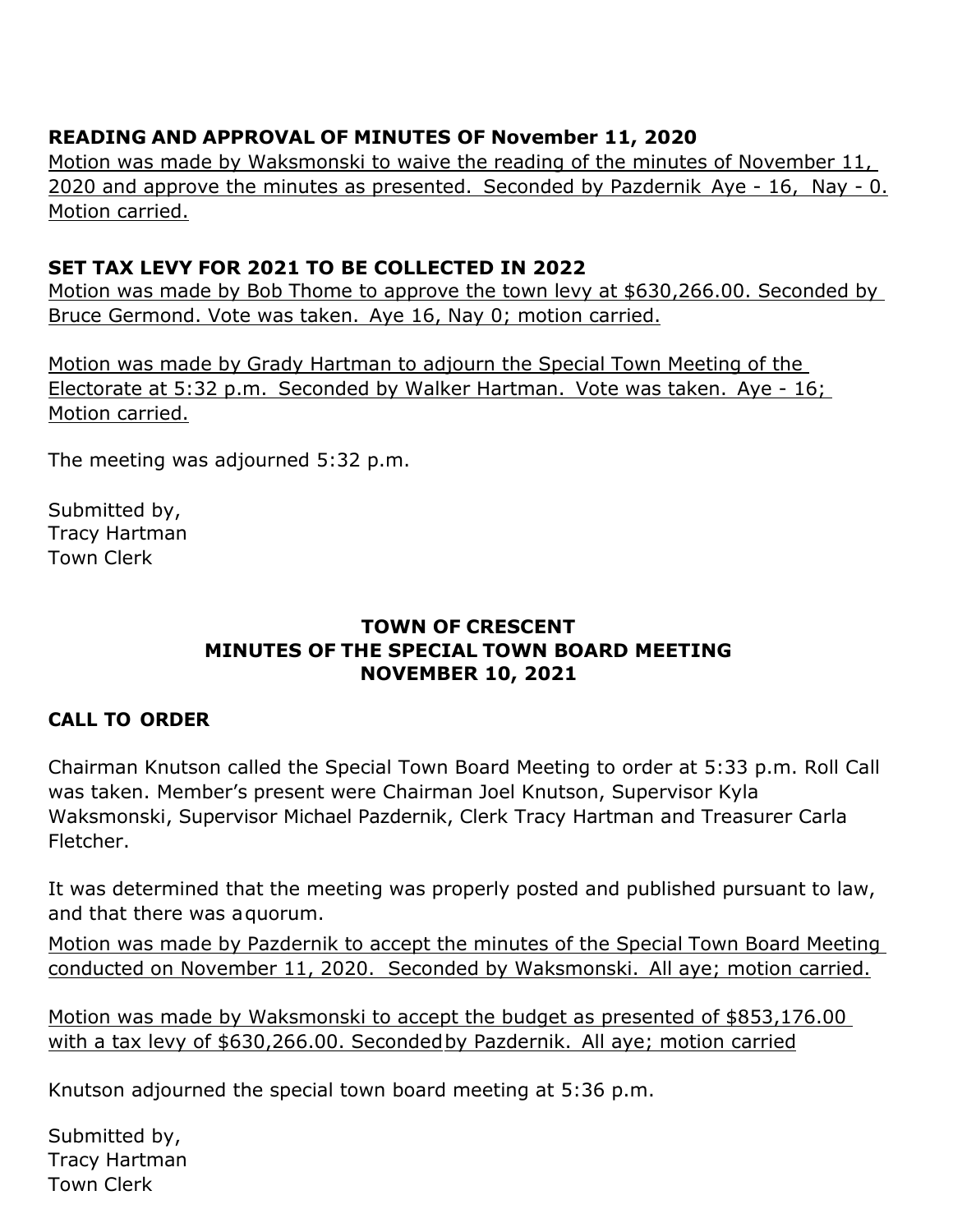**READING AND APPROVAL OF MINUTES OF November 11, 2020**

Motion was made by Waksmonski to waive the reading of the minutes of November 11, 2020 and approve the minutes as presented. Seconded by Pazdernik Aye - 16, Nay - 0. Motion carried.

**SET TAX LEVY FOR 2021 TO BE COLLECTED IN 2022**

Motion was made by Bob Thome to approve the town levy at $630,266.00. Seconded by Bruce Germond. Vote was taken. Aye 16, Nay 0; motion carried.

Motion was made by Grady Hartman to adjourn the Special Town Meeting of the Electorate at 5:32 p.m. Seconded by Walker Hartman. Vote was taken. Aye - 16; Motion carried.

The meeting was adjourned 5:32 p.m.

Submitted by,
Tracy Hartman
Town Clerk

## TOWN OF CRESCENT
## MINUTES OF THE SPECIAL TOWN BOARD MEETING
## NOVEMBER 10, 2021

**CALL TO ORDER**

Chairman Knutson called the Special Town Board Meeting to order at 5:33 p.m. Roll Call was taken. Member's present were Chairman Joel Knutson, Supervisor Kyla Waksmonski, Supervisor Michael Pazdernik, Clerk Tracy Hartman and Treasurer Carla Fletcher.

It was determined that the meeting was properly posted and published pursuant to law, and that there was a quorum.

Motion was made by Pazdernik to accept the minutes of the Special Town Board Meeting conducted on November 11, 2020. Seconded by Waksmonski. All aye; motion carried.

Motion was made by Waksmonski to accept the budget as presented of $853,176.00 with a tax levy of $630,266.00. Seconded by Pazdernik. All aye; motion carried

Knutson adjourned the special town board meeting at 5:36 p.m.

Submitted by,
Tracy Hartman
Town Clerk